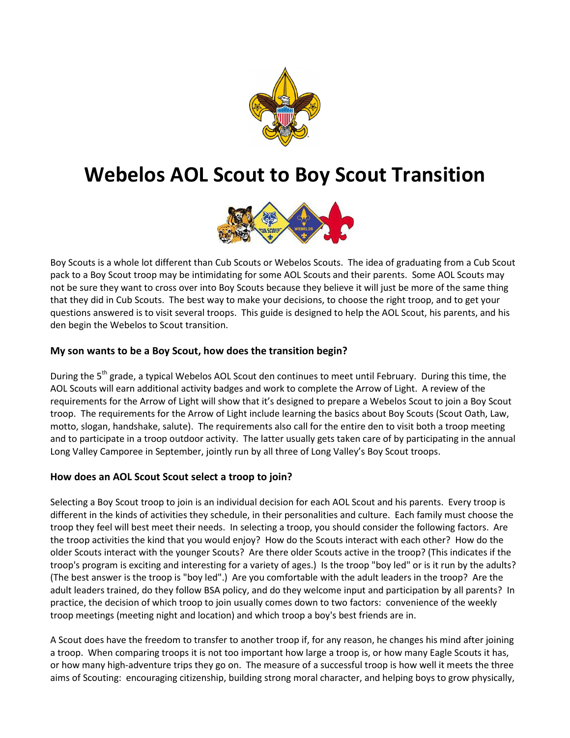# Webelos AOL Scout to Boy Scout Transition

Boy Scouts is a whole lot different than Cub Scouts or Webelos Scouts. The idea of graduating from a Cub Scout pack to a Boy Scout troop may be intimidating for some AOL Scouts and their parents. Some AOL Scouts may not be sure they want to cross over into Boy Scouts because they believe it will just be more of the same thing that they did in Cub Scouts. The best way to make your decisions, to choose the right troop, and to get your questions answered is to visit several troops. This guide is designed to help the AOL Scout, his parents, and his den begin the Webelos to Scout transition.

### My son wants to be a Boy Scout, how does the transition begin?

During the 5th grade, a typical Webelos AOL Scout den continues to meet until February. During this time, the AOL Scouts will earn additional activity badges and work to complete the Arrow of Light. A review of the requirements for the Arrow of Light will show that it's designed to prepare a Webelos Scout to join a Boy Scout troop. The requirements for the Arrow of Light include learning the basics about Boy Scouts (Scout Oath, Law, motto, slogan, handshake, salute). The requirements also call for the entire den to visit both a troop meeting and to participate in a troop outdoor activity. The latter usually gets taken care of by participating in the annual Long Valley Camporee in September, jointly run by all three of Long Valley's Boy Scout troops.

### How does an AOL Scout Scout select a troop to join?

Selecting a Boy Scout troop to join is an individual decision for each AOL Scout and his parents. Every troop is different in the kinds of activities they schedule, in their personalities and culture. Each family must choose the troop they feel will best meet their needs. In selecting a troop, you should consider the following factors. Are the troop activities the kind that you would enjoy? How do the Scouts interact with each other? How do the older Scouts interact with the younger Scouts? Are there older Scouts active in the troop? (This indicates if the troop's program is exciting and interesting for a variety of ages.) Is the troop "boy led" or is it run by the adults? (The best answer is the troop is "boy led".) Are you comfortable with the adult leaders in the troop? Are the adult leaders trained, do they follow BSA policy, and do they welcome input and participation by all parents? In practice, the decision of which troop to join usually comes down to two factors: convenience of the weekly troop meetings (meeting night and location) and which troop a boy's best friends are in.

A Scout does have the freedom to transfer to another troop if, for any reason, he changes his mind after joining a troop. When comparing troops it is not too important how large a troop is, or how many Eagle Scouts it has, or how many high-adventure trips they go on. The measure of a successful troop is how well it meets the three aims of Scouting: encouraging citizenship, building strong moral character, and helping boys to grow physically,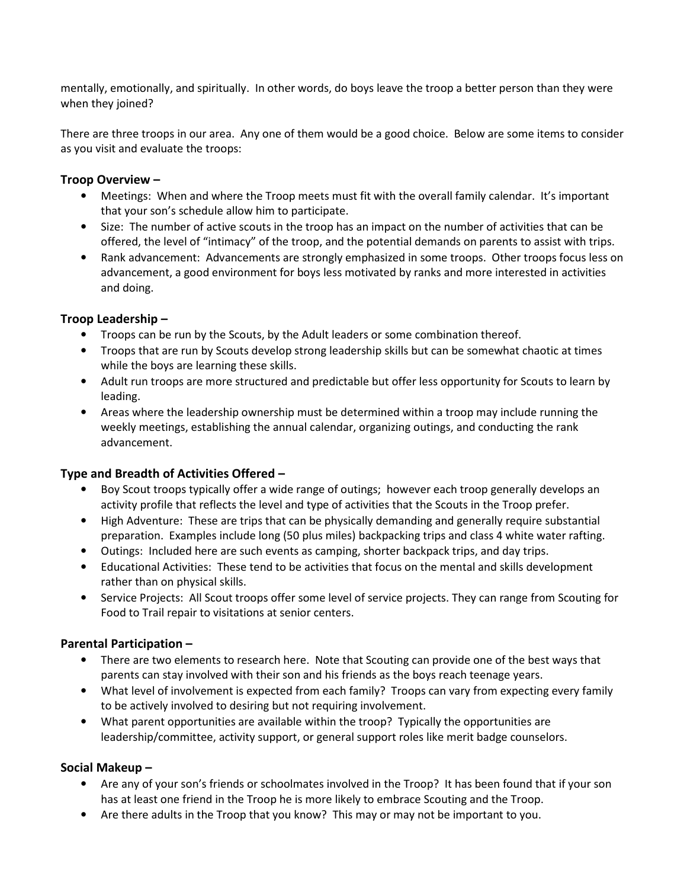mentally, emotionally, and spiritually. In other words, do boys leave the troop a better person than they were when they joined?

There are three troops in our area. Any one of them would be a good choice. Below are some items to consider as you visit and evaluate the troops:

**Troop Overview –**

- Meetings: When and where the Troop meets must fit with the overall family calendar. It's important that your son's schedule allow him to participate.
- Size: The number of active scouts in the troop has an impact on the number of activities that can be offered, the level of "intimacy" of the troop, and the potential demands on parents to assist with trips.
- Rank advancement: Advancements are strongly emphasized in some troops. Other troops focus less on advancement, a good environment for boys less motivated by ranks and more interested in activities and doing.

**Troop Leadership –**

- Troops can be run by the Scouts, by the Adult leaders or some combination thereof.
- Troops that are run by Scouts develop strong leadership skills but can be somewhat chaotic at times while the boys are learning these skills.
- Adult run troops are more structured and predictable but offer less opportunity for Scouts to learn by leading.
- Areas where the leadership ownership must be determined within a troop may include running the weekly meetings, establishing the annual calendar, organizing outings, and conducting the rank advancement.

**Type and Breadth of Activities Offered –**

- Boy Scout troops typically offer a wide range of outings; however each troop generally develops an activity profile that reflects the level and type of activities that the Scouts in the Troop prefer.
- High Adventure: These are trips that can be physically demanding and generally require substantial preparation. Examples include long (50 plus miles) backpacking trips and class 4 white water rafting.
- Outings: Included here are such events as camping, shorter backpack trips, and day trips.
- Educational Activities: These tend to be activities that focus on the mental and skills development rather than on physical skills.
- Service Projects: All Scout troops offer some level of service projects. They can range from Scouting for Food to Trail repair to visitations at senior centers.

**Parental Participation –**

- There are two elements to research here. Note that Scouting can provide one of the best ways that parents can stay involved with their son and his friends as the boys reach teenage years.
- What level of involvement is expected from each family? Troops can vary from expecting every family to be actively involved to desiring but not requiring involvement.
- What parent opportunities are available within the troop? Typically the opportunities are leadership/committee, activity support, or general support roles like merit badge counselors.

**Social Makeup –**

- Are any of your son's friends or schoolmates involved in the Troop? It has been found that if your son has at least one friend in the Troop he is more likely to embrace Scouting and the Troop.
- Are there adults in the Troop that you know? This may or may not be important to you.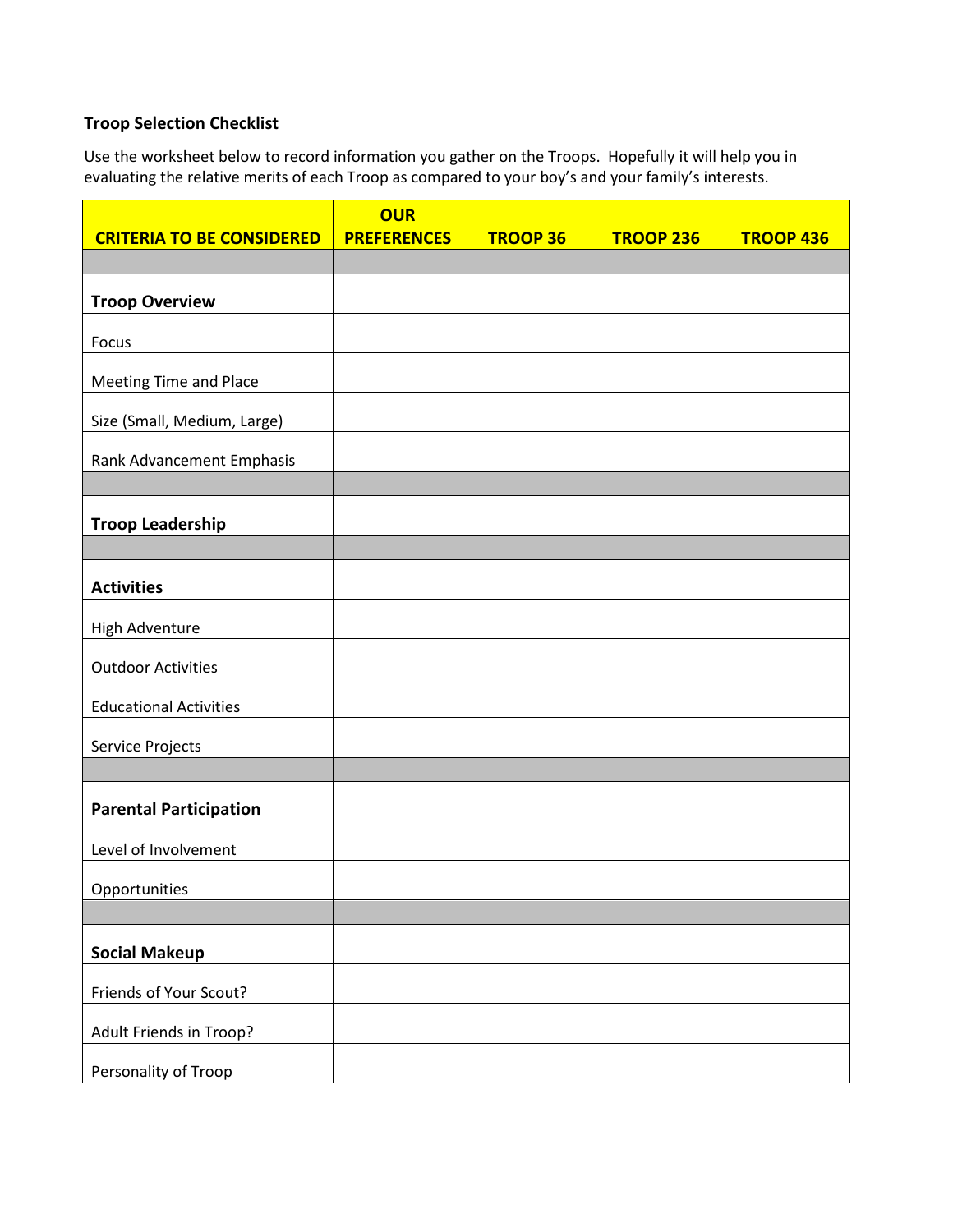**Troop Selection Checklist**

Use the worksheet below to record information you gather on the Troops. Hopefully it will help you in evaluating the relative merits of each Troop as compared to your boy's and your family's interests.

| CRITERIA TO BE CONSIDERED | OUR PREFERENCES | TROOP 36 | TROOP 236 | TROOP 436 |
|---|---|---|---|---|
| | | | | |
| **Troop Overview** | | | | |
| Focus | | | | |
| Meeting Time and Place | | | | |
| Size (Small, Medium, Large) | | | | |
| Rank Advancement Emphasis | | | | |
| | | | | |
| **Troop Leadership** | | | | |
| | | | | |
| **Activities** | | | | |
| High Adventure | | | | |
| Outdoor Activities | | | | |
| Educational Activities | | | | |
| Service Projects | | | | |
| | | | | |
| **Parental Participation** | | | | |
| Level of Involvement | | | | |
| Opportunities | | | | |
| | | | | |
| **Social Makeup** | | | | |
| Friends of Your Scout? | | | | |
| Adult Friends in Troop? | | | | |
| Personality of Troop | | | | |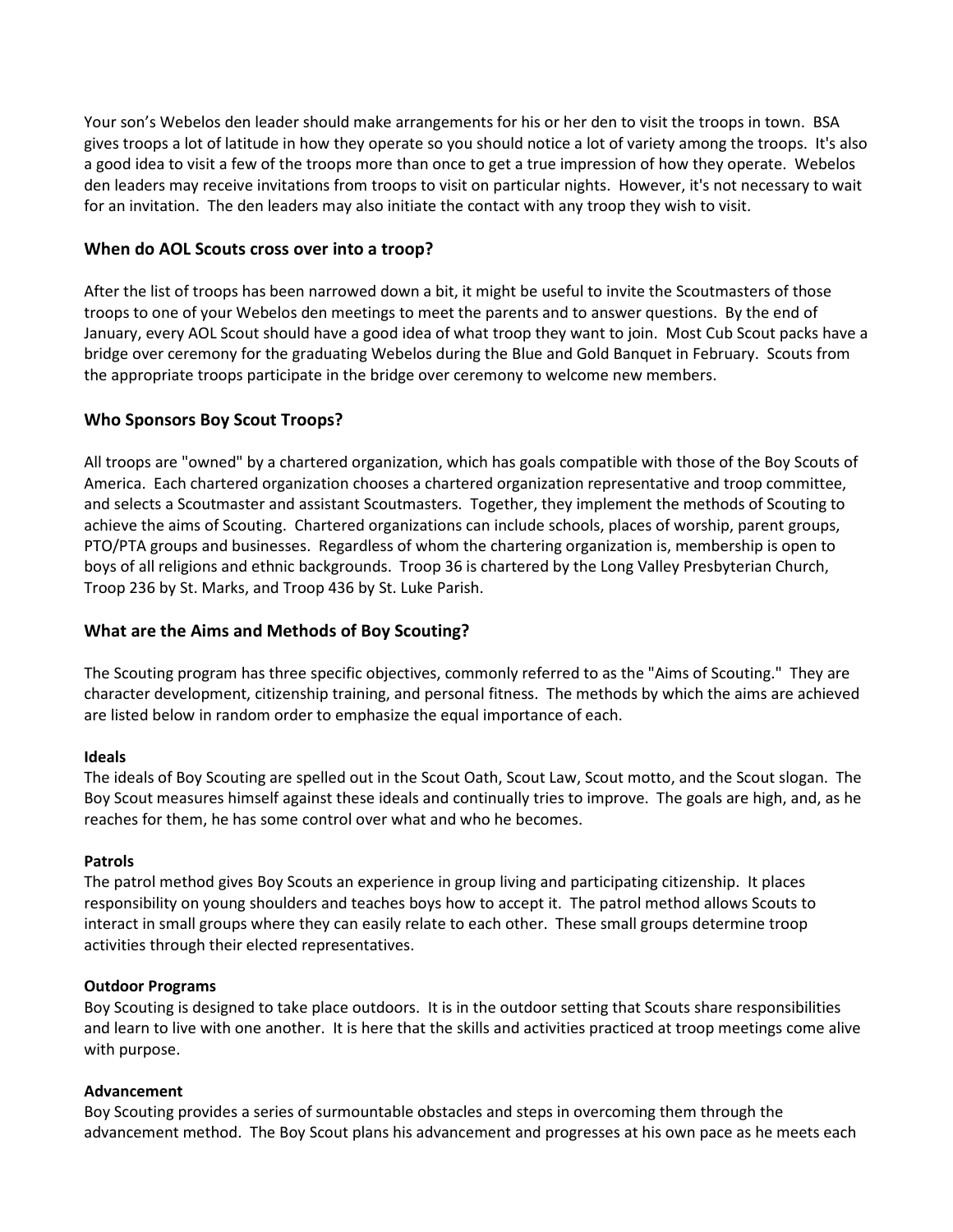Your son's Webelos den leader should make arrangements for his or her den to visit the troops in town. BSA gives troops a lot of latitude in how they operate so you should notice a lot of variety among the troops. It's also a good idea to visit a few of the troops more than once to get a true impression of how they operate. Webelos den leaders may receive invitations from troops to visit on particular nights. However, it's not necessary to wait for an invitation. The den leaders may also initiate the contact with any troop they wish to visit.

### When do AOL Scouts cross over into a troop?

After the list of troops has been narrowed down a bit, it might be useful to invite the Scoutmasters of those troops to one of your Webelos den meetings to meet the parents and to answer questions. By the end of January, every AOL Scout should have a good idea of what troop they want to join. Most Cub Scout packs have a bridge over ceremony for the graduating Webelos during the Blue and Gold Banquet in February. Scouts from the appropriate troops participate in the bridge over ceremony to welcome new members.

### Who Sponsors Boy Scout Troops?

All troops are "owned" by a chartered organization, which has goals compatible with those of the Boy Scouts of America. Each chartered organization chooses a chartered organization representative and troop committee, and selects a Scoutmaster and assistant Scoutmasters. Together, they implement the methods of Scouting to achieve the aims of Scouting. Chartered organizations can include schools, places of worship, parent groups, PTO/PTA groups and businesses. Regardless of whom the chartering organization is, membership is open to boys of all religions and ethnic backgrounds. Troop 36 is chartered by the Long Valley Presbyterian Church, Troop 236 by St. Marks, and Troop 436 by St. Luke Parish.

### What are the Aims and Methods of Boy Scouting?

The Scouting program has three specific objectives, commonly referred to as the "Aims of Scouting." They are character development, citizenship training, and personal fitness. The methods by which the aims are achieved are listed below in random order to emphasize the equal importance of each.

**Ideals**
The ideals of Boy Scouting are spelled out in the Scout Oath, Scout Law, Scout motto, and the Scout slogan. The Boy Scout measures himself against these ideals and continually tries to improve. The goals are high, and, as he reaches for them, he has some control over what and who he becomes.

**Patrols**
The patrol method gives Boy Scouts an experience in group living and participating citizenship. It places responsibility on young shoulders and teaches boys how to accept it. The patrol method allows Scouts to interact in small groups where they can easily relate to each other. These small groups determine troop activities through their elected representatives.

**Outdoor Programs**
Boy Scouting is designed to take place outdoors. It is in the outdoor setting that Scouts share responsibilities and learn to live with one another. It is here that the skills and activities practiced at troop meetings come alive with purpose.

**Advancement**
Boy Scouting provides a series of surmountable obstacles and steps in overcoming them through the advancement method. The Boy Scout plans his advancement and progresses at his own pace as he meets each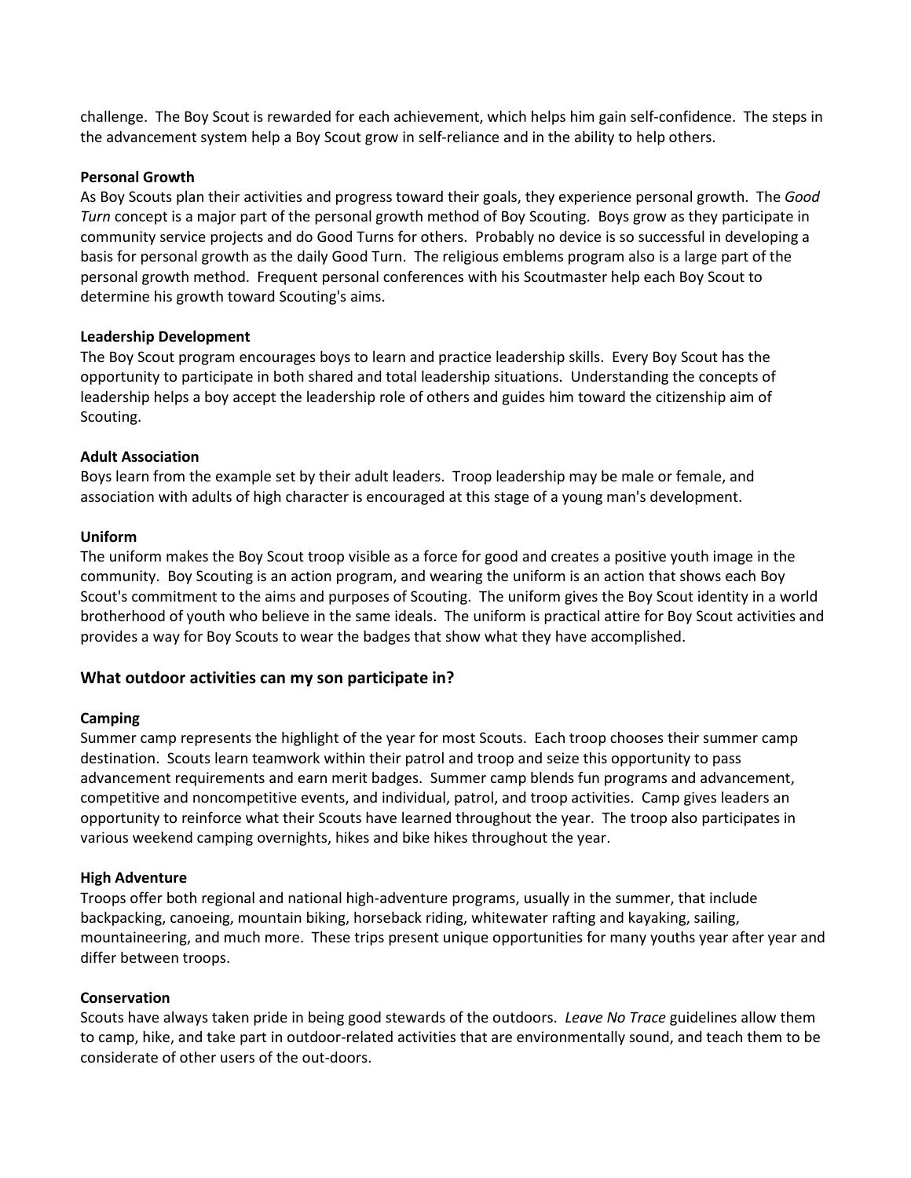challenge. The Boy Scout is rewarded for each achievement, which helps him gain self-confidence. The steps in the advancement system help a Boy Scout grow in self-reliance and in the ability to help others.

**Personal Growth**

As Boy Scouts plan their activities and progress toward their goals, they experience personal growth. The *Good Turn* concept is a major part of the personal growth method of Boy Scouting. Boys grow as they participate in community service projects and do Good Turns for others. Probably no device is so successful in developing a basis for personal growth as the daily Good Turn. The religious emblems program also is a large part of the personal growth method. Frequent personal conferences with his Scoutmaster help each Boy Scout to determine his growth toward Scouting's aims.

**Leadership Development**

The Boy Scout program encourages boys to learn and practice leadership skills. Every Boy Scout has the opportunity to participate in both shared and total leadership situations. Understanding the concepts of leadership helps a boy accept the leadership role of others and guides him toward the citizenship aim of Scouting.

**Adult Association**

Boys learn from the example set by their adult leaders. Troop leadership may be male or female, and association with adults of high character is encouraged at this stage of a young man's development.

**Uniform**

The uniform makes the Boy Scout troop visible as a force for good and creates a positive youth image in the community. Boy Scouting is an action program, and wearing the uniform is an action that shows each Boy Scout's commitment to the aims and purposes of Scouting. The uniform gives the Boy Scout identity in a world brotherhood of youth who believe in the same ideals. The uniform is practical attire for Boy Scout activities and provides a way for Boy Scouts to wear the badges that show what they have accomplished.

## What outdoor activities can my son participate in?

**Camping**

Summer camp represents the highlight of the year for most Scouts. Each troop chooses their summer camp destination. Scouts learn teamwork within their patrol and troop and seize this opportunity to pass advancement requirements and earn merit badges. Summer camp blends fun programs and advancement, competitive and noncompetitive events, and individual, patrol, and troop activities. Camp gives leaders an opportunity to reinforce what their Scouts have learned throughout the year. The troop also participates in various weekend camping overnights, hikes and bike hikes throughout the year.

**High Adventure**

Troops offer both regional and national high-adventure programs, usually in the summer, that include backpacking, canoeing, mountain biking, horseback riding, whitewater rafting and kayaking, sailing, mountaineering, and much more. These trips present unique opportunities for many youths year after year and differ between troops.

**Conservation**

Scouts have always taken pride in being good stewards of the outdoors. *Leave No Trace* guidelines allow them to camp, hike, and take part in outdoor-related activities that are environmentally sound, and teach them to be considerate of other users of the out-doors.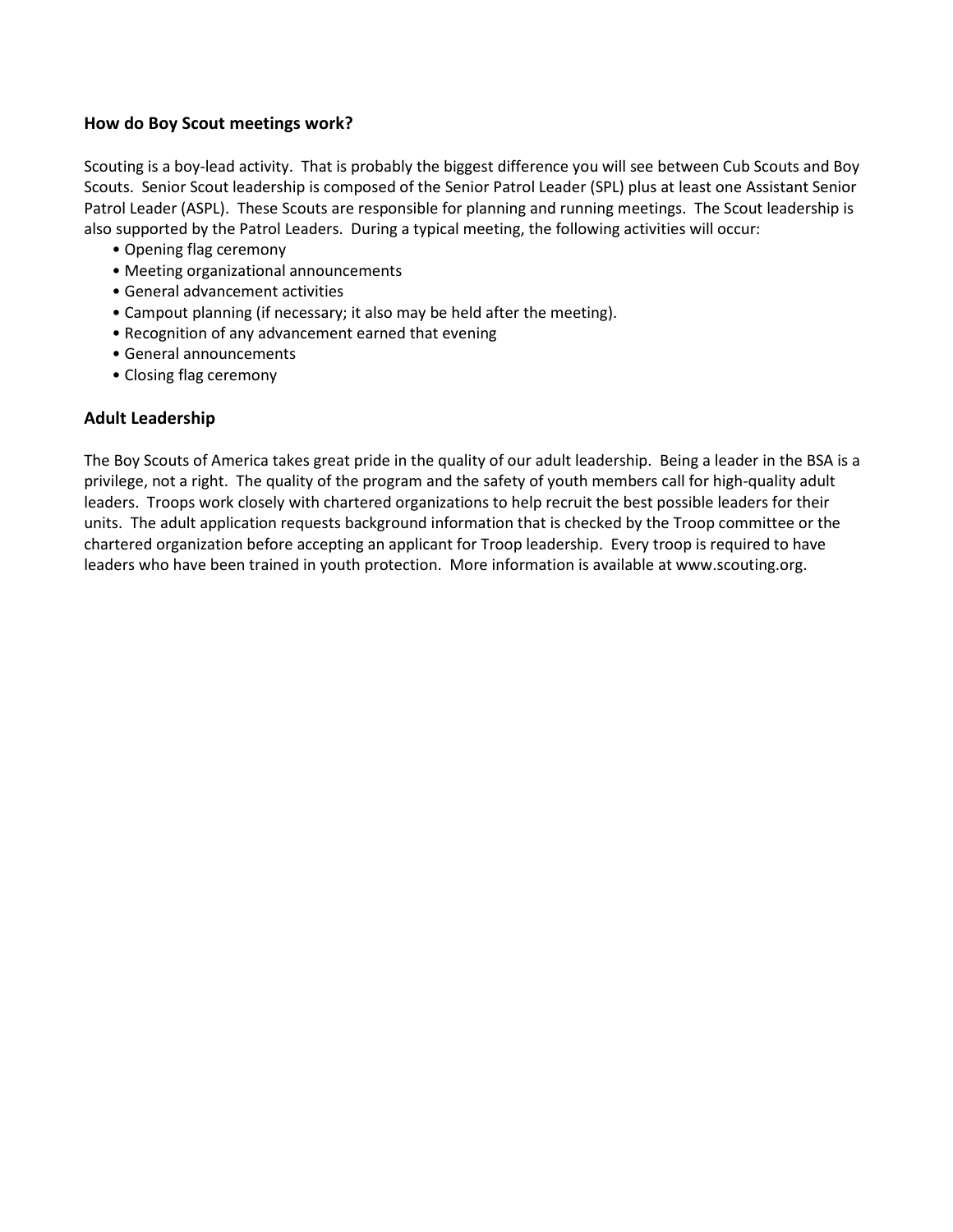### How do Boy Scout meetings work?

Scouting is a boy-lead activity. That is probably the biggest difference you will see between Cub Scouts and Boy Scouts. Senior Scout leadership is composed of the Senior Patrol Leader (SPL) plus at least one Assistant Senior Patrol Leader (ASPL). These Scouts are responsible for planning and running meetings. The Scout leadership is also supported by the Patrol Leaders. During a typical meeting, the following activities will occur:

- Opening flag ceremony
- Meeting organizational announcements
- General advancement activities
- Campout planning (if necessary; it also may be held after the meeting).
- Recognition of any advancement earned that evening
- General announcements
- Closing flag ceremony

### Adult Leadership

The Boy Scouts of America takes great pride in the quality of our adult leadership. Being a leader in the BSA is a privilege, not a right. The quality of the program and the safety of youth members call for high-quality adult leaders. Troops work closely with chartered organizations to help recruit the best possible leaders for their units. The adult application requests background information that is checked by the Troop committee or the chartered organization before accepting an applicant for Troop leadership. Every troop is required to have leaders who have been trained in youth protection. More information is available at www.scouting.org.